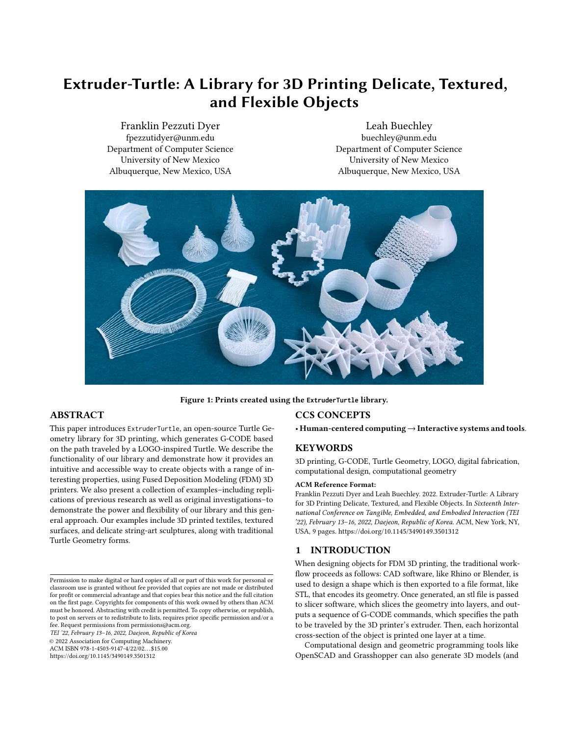# Extruder-Turtle: A Library for 3D Printing Delicate, Textured, and Flexible Objects

Franklin Pezzuti Dyer
fpezzutidyer@unm.edu
Department of Computer Science
University of New Mexico
Albuquerque, New Mexico, USA

Leah Buechley
buechley@unm.edu
Department of Computer Science
University of New Mexico
Albuquerque, New Mexico, USA

**Figure 1: Prints created using the `ExtruderTurtle` library.**

## ABSTRACT

This paper introduces ExtruderTurtle, an open-source Turtle Geometry library for 3D printing, which generates G-CODE based on the path traveled by a LOGO-inspired Turtle. We describe the functionality of our library and demonstrate how it provides an intuitive and accessible way to create objects with a range of interesting properties, using Fused Deposition Modeling (FDM) 3D printers. We also present a collection of examples–including replications of previous research as well as original investigations–to demonstrate the power and flexibility of our library and this general approach. Our examples include 3D printed textiles, textured surfaces, and delicate string-art sculptures, along with traditional Turtle Geometry forms.

## CCS CONCEPTS

• **Human-centered computing → Interactive systems and tools**.

## KEYWORDS

3D printing, G-CODE, Turtle Geometry, LOGO, digital fabrication, computational design, computational geometry

**ACM Reference Format:**
Franklin Pezzuti Dyer and Leah Buechley. 2022. Extruder-Turtle: A Library for 3D Printing Delicate, Textured, and Flexible Objects. In *Sixteenth International Conference on Tangible, Embedded, and Embodied Interaction (TEI '22), February 13–16, 2022, Daejeon, Republic of Korea.* ACM, New York, NY, USA, 9 pages. https://doi.org/10.1145/3490149.3501312

## 1 INTRODUCTION

When designing objects for FDM 3D printing, the traditional workflow proceeds as follows: CAD software, like Rhino or Blender, is used to design a shape which is then exported to a file format, like STL, that encodes its geometry. Once generated, an stl file is passed to slicer software, which slices the geometry into layers, and outputs a sequence of G-CODE commands, which specifies the path to be traveled by the 3D printer's extruder. Then, each horizontal cross-section of the object is printed one layer at a time.

Computational design and geometric programming tools like OpenSCAD and Grasshopper can also generate 3D models (and

Permission to make digital or hard copies of all or part of this work for personal or classroom use is granted without fee provided that copies are not made or distributed for profit or commercial advantage and that copies bear this notice and the full citation on the first page. Copyrights for components of this work owned by others than ACM must be honored. Abstracting with credit is permitted. To copy otherwise, or republish, to post on servers or to redistribute to lists, requires prior specific permission and/or a fee. Request permissions from permissions@acm.org.
*TEI '22, February 13–16, 2022, Daejeon, Republic of Korea*
© 2022 Association for Computing Machinery.
ACM ISBN 978-1-4503-9147-4/22/02...$15.00
https://doi.org/10.1145/3490149.3501312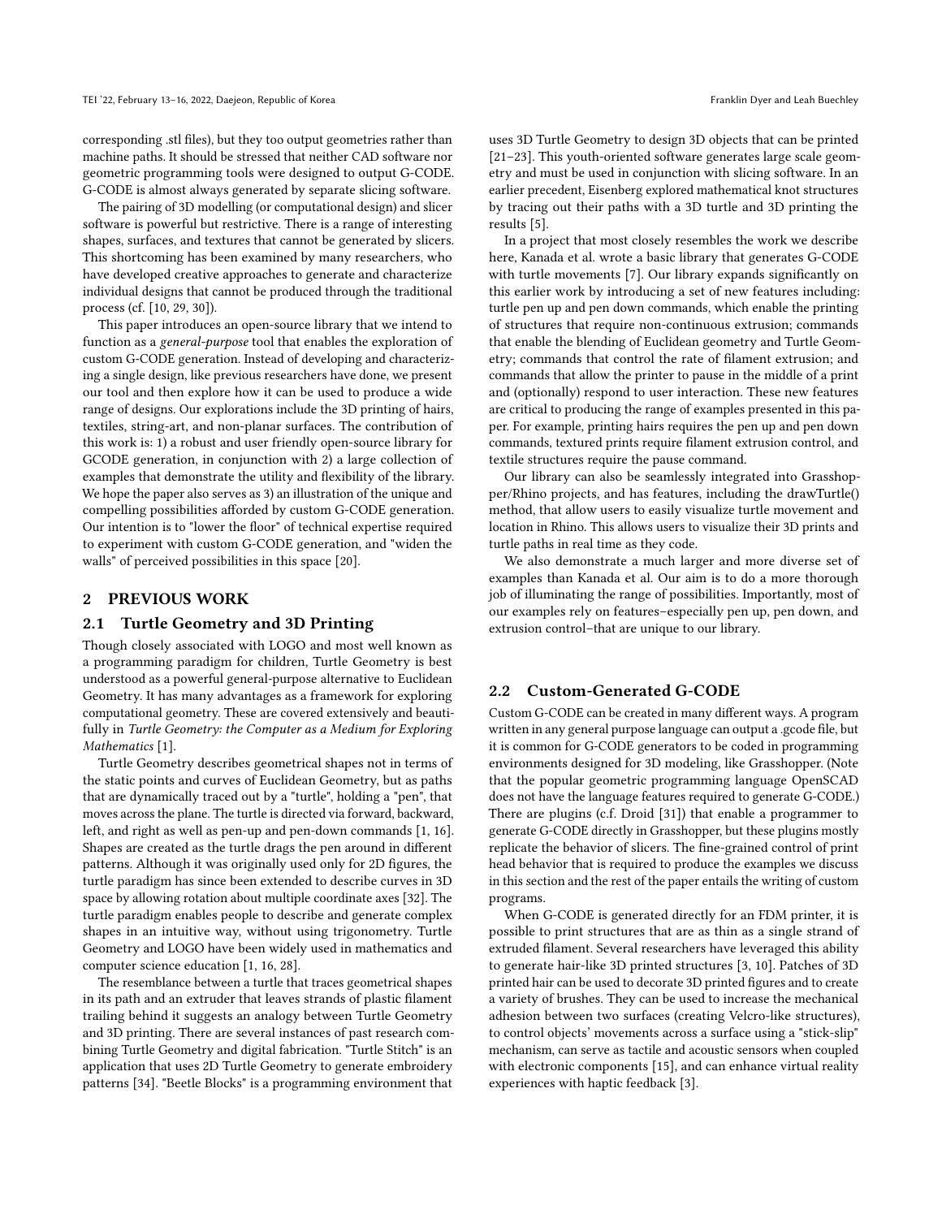corresponding .stl files), but they too output geometries rather than machine paths. It should be stressed that neither CAD software nor geometric programming tools were designed to output G-CODE. G-CODE is almost always generated by separate slicing software.

The pairing of 3D modelling (or computational design) and slicer software is powerful but restrictive. There is a range of interesting shapes, surfaces, and textures that cannot be generated by slicers. This shortcoming has been examined by many researchers, who have developed creative approaches to generate and characterize individual designs that cannot be produced through the traditional process (cf. [10, 29, 30]).

This paper introduces an open-source library that we intend to function as a *general-purpose* tool that enables the exploration of custom G-CODE generation. Instead of developing and characterizing a single design, like previous researchers have done, we present our tool and then explore how it can be used to produce a wide range of designs. Our explorations include the 3D printing of hairs, textiles, string-art, and non-planar surfaces. The contribution of this work is: 1) a robust and user friendly open-source library for GCODE generation, in conjunction with 2) a large collection of examples that demonstrate the utility and flexibility of the library. We hope the paper also serves as 3) an illustration of the unique and compelling possibilities afforded by custom G-CODE generation. Our intention is to "lower the floor" of technical expertise required to experiment with custom G-CODE generation, and "widen the walls" of perceived possibilities in this space [20].

## 2 PREVIOUS WORK

### 2.1 Turtle Geometry and 3D Printing

Though closely associated with LOGO and most well known as a programming paradigm for children, Turtle Geometry is best understood as a powerful general-purpose alternative to Euclidean Geometry. It has many advantages as a framework for exploring computational geometry. These are covered extensively and beautifully in *Turtle Geometry: the Computer as a Medium for Exploring Mathematics* [1].

Turtle Geometry describes geometrical shapes not in terms of the static points and curves of Euclidean Geometry, but as paths that are dynamically traced out by a "turtle", holding a "pen", that moves across the plane. The turtle is directed via forward, backward, left, and right as well as pen-up and pen-down commands [1, 16]. Shapes are created as the turtle drags the pen around in different patterns. Although it was originally used only for 2D figures, the turtle paradigm has since been extended to describe curves in 3D space by allowing rotation about multiple coordinate axes [32]. The turtle paradigm enables people to describe and generate complex shapes in an intuitive way, without using trigonometry. Turtle Geometry and LOGO have been widely used in mathematics and computer science education [1, 16, 28].

The resemblance between a turtle that traces geometrical shapes in its path and an extruder that leaves strands of plastic filament trailing behind it suggests an analogy between Turtle Geometry and 3D printing. There are several instances of past research combining Turtle Geometry and digital fabrication. "Turtle Stitch" is an application that uses 2D Turtle Geometry to generate embroidery patterns [34]. "Beetle Blocks" is a programming environment that uses 3D Turtle Geometry to design 3D objects that can be printed [21–23]. This youth-oriented software generates large scale geometry and must be used in conjunction with slicing software. In an earlier precedent, Eisenberg explored mathematical knot structures by tracing out their paths with a 3D turtle and 3D printing the results [5].

In a project that most closely resembles the work we describe here, Kanada et al. wrote a basic library that generates G-CODE with turtle movements [7]. Our library expands significantly on this earlier work by introducing a set of new features including: turtle pen up and pen down commands, which enable the printing of structures that require non-continuous extrusion; commands that enable the blending of Euclidean geometry and Turtle Geometry; commands that control the rate of filament extrusion; and commands that allow the printer to pause in the middle of a print and (optionally) respond to user interaction. These new features are critical to producing the range of examples presented in this paper. For example, printing hairs requires the pen up and pen down commands, textured prints require filament extrusion control, and textile structures require the pause command.

Our library can also be seamlessly integrated into Grasshopper/Rhino projects, and has features, including the drawTurtle() method, that allow users to easily visualize turtle movement and location in Rhino. This allows users to visualize their 3D prints and turtle paths in real time as they code.

We also demonstrate a much larger and more diverse set of examples than Kanada et al. Our aim is to do a more thorough job of illuminating the range of possibilities. Importantly, most of our examples rely on features–especially pen up, pen down, and extrusion control–that are unique to our library.

### 2.2 Custom-Generated G-CODE

Custom G-CODE can be created in many different ways. A program written in any general purpose language can output a .gcode file, but it is common for G-CODE generators to be coded in programming environments designed for 3D modeling, like Grasshopper. (Note that the popular geometric programming language OpenSCAD does not have the language features required to generate G-CODE.) There are plugins (c.f. Droid [31]) that enable a programmer to generate G-CODE directly in Grasshopper, but these plugins mostly replicate the behavior of slicers. The fine-grained control of print head behavior that is required to produce the examples we discuss in this section and the rest of the paper entails the writing of custom programs.

When G-CODE is generated directly for an FDM printer, it is possible to print structures that are as thin as a single strand of extruded filament. Several researchers have leveraged this ability to generate hair-like 3D printed structures [3, 10]. Patches of 3D printed hair can be used to decorate 3D printed figures and to create a variety of brushes. They can be used to increase the mechanical adhesion between two surfaces (creating Velcro-like structures), to control objects' movements across a surface using a "stick-slip" mechanism, can serve as tactile and acoustic sensors when coupled with electronic components [15], and can enhance virtual reality experiences with haptic feedback [3].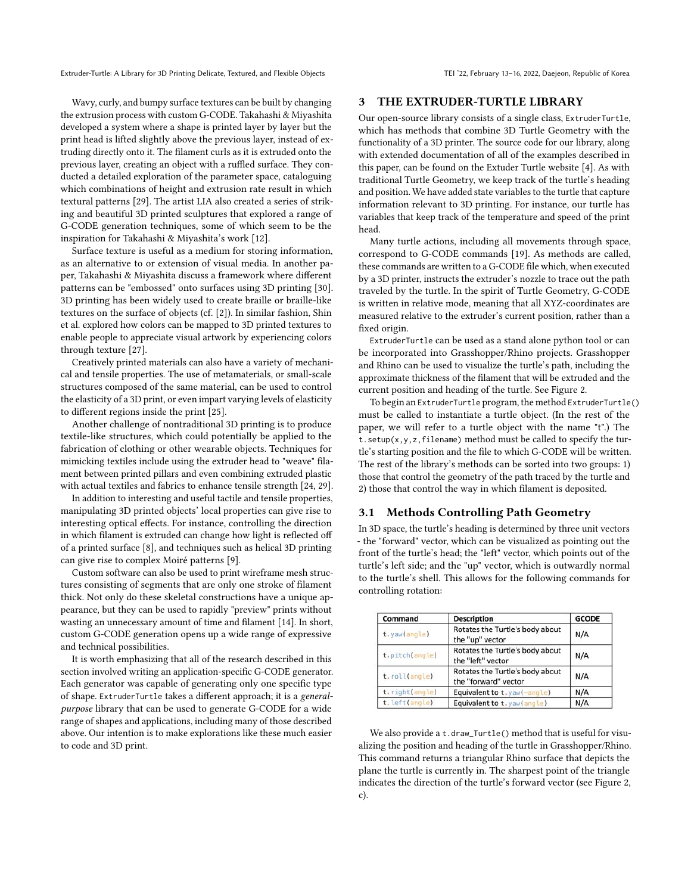Wavy, curly, and bumpy surface textures can be built by changing the extrusion process with custom G-CODE. Takahashi & Miyashita developed a system where a shape is printed layer by layer but the print head is lifted slightly above the previous layer, instead of extruding directly onto it. The filament curls as it is extruded onto the previous layer, creating an object with a ruffled surface. They conducted a detailed exploration of the parameter space, cataloguing which combinations of height and extrusion rate result in which textural patterns [29]. The artist LIA also created a series of striking and beautiful 3D printed sculptures that explored a range of G-CODE generation techniques, some of which seem to be the inspiration for Takahashi & Miyashita's work [12].

Surface texture is useful as a medium for storing information, as an alternative to or extension of visual media. In another paper, Takahashi & Miyashita discuss a framework where different patterns can be "embossed" onto surfaces using 3D printing [30]. 3D printing has been widely used to create braille or braille-like textures on the surface of objects (cf. [2]). In similar fashion, Shin et al. explored how colors can be mapped to 3D printed textures to enable people to appreciate visual artwork by experiencing colors through texture [27].

Creatively printed materials can also have a variety of mechanical and tensile properties. The use of metamaterials, or small-scale structures composed of the same material, can be used to control the elasticity of a 3D print, or even impart varying levels of elasticity to different regions inside the print [25].

Another challenge of nontraditional 3D printing is to produce textile-like structures, which could potentially be applied to the fabrication of clothing or other wearable objects. Techniques for mimicking textiles include using the extruder head to "weave" filament between printed pillars and even combining extruded plastic with actual textiles and fabrics to enhance tensile strength [24, 29].

In addition to interesting and useful tactile and tensile properties, manipulating 3D printed objects' local properties can give rise to interesting optical effects. For instance, controlling the direction in which filament is extruded can change how light is reflected off of a printed surface [8], and techniques such as helical 3D printing can give rise to complex Moiré patterns [9].

Custom software can also be used to print wireframe mesh structures consisting of segments that are only one stroke of filament thick. Not only do these skeletal constructions have a unique appearance, but they can be used to rapidly "preview" prints without wasting an unnecessary amount of time and filament [14]. In short, custom G-CODE generation opens up a wide range of expressive and technical possibilities.

It is worth emphasizing that all of the research described in this section involved writing an application-specific G-CODE generator. Each generator was capable of generating only one specific type of shape. `ExtruderTurtle` takes a different approach; it is a *general-purpose* library that can be used to generate G-CODE for a wide range of shapes and applications, including many of those described above. Our intention is to make explorations like these much easier to code and 3D print.

## 3 THE EXTRUDER-TURTLE LIBRARY

Our open-source library consists of a single class, `ExtruderTurtle`, which has methods that combine 3D Turtle Geometry with the functionality of a 3D printer. The source code for our library, along with extended documentation of all of the examples described in this paper, can be found on the Extuder Turtle website [4]. As with traditional Turtle Geometry, we keep track of the turtle's heading and position. We have added state variables to the turtle that capture information relevant to 3D printing. For instance, our turtle has variables that keep track of the temperature and speed of the print head.

Many turtle actions, including all movements through space, correspond to G-CODE commands [19]. As methods are called, these commands are written to a G-CODE file which, when executed by a 3D printer, instructs the extruder's nozzle to trace out the path traveled by the turtle. In the spirit of Turtle Geometry, G-CODE is written in relative mode, meaning that all XYZ-coordinates are measured relative to the extruder's current position, rather than a fixed origin.

`ExtruderTurtle` can be used as a stand alone python tool or can be incorporated into Grasshopper/Rhino projects. Grasshopper and Rhino can be used to visualize the turtle's path, including the approximate thickness of the filament that will be extruded and the current position and heading of the turtle. See Figure 2.

To begin an `ExtruderTurtle` program, the method `ExtruderTurtle()` must be called to instantiate a turtle object. (In the rest of the paper, we will refer to a turtle object with the name "t".) The `t.setup(x,y,z,filename)` method must be called to specify the turtle's starting position and the file to which G-CODE will be written. The rest of the library's methods can be sorted into two groups: 1) those that control the geometry of the path traced by the turtle and 2) those that control the way in which filament is deposited.

### 3.1 Methods Controlling Path Geometry

In 3D space, the turtle's heading is determined by three unit vectors - the "forward" vector, which can be visualized as pointing out the front of the turtle's head; the "left" vector, which points out of the turtle's left side; and the "up" vector, which is outwardly normal to the turtle's shell. This allows for the following commands for controlling rotation:

| Command | Description | GCODE |
|---|---|---|
| `t.yaw(angle)` | Rotates the Turtle's body about the "up" vector | N/A |
| `t.pitch(angle)` | Rotates the Turtle's body about the "left" vector | N/A |
| `t.roll(angle)` | Rotates the Turtle's body about the "forward" vector | N/A |
| `t.right(angle)` | Equivalent to `t.yaw(-angle)` | N/A |
| `t.left(angle)` | Equivalent to `t.yaw(angle)` | N/A |

We also provide a `t.draw_Turtle()` method that is useful for visualizing the position and heading of the turtle in Grasshopper/Rhino. This command returns a triangular Rhino surface that depicts the plane the turtle is currently in. The sharpest point of the triangle indicates the direction of the turtle's forward vector (see Figure 2, c).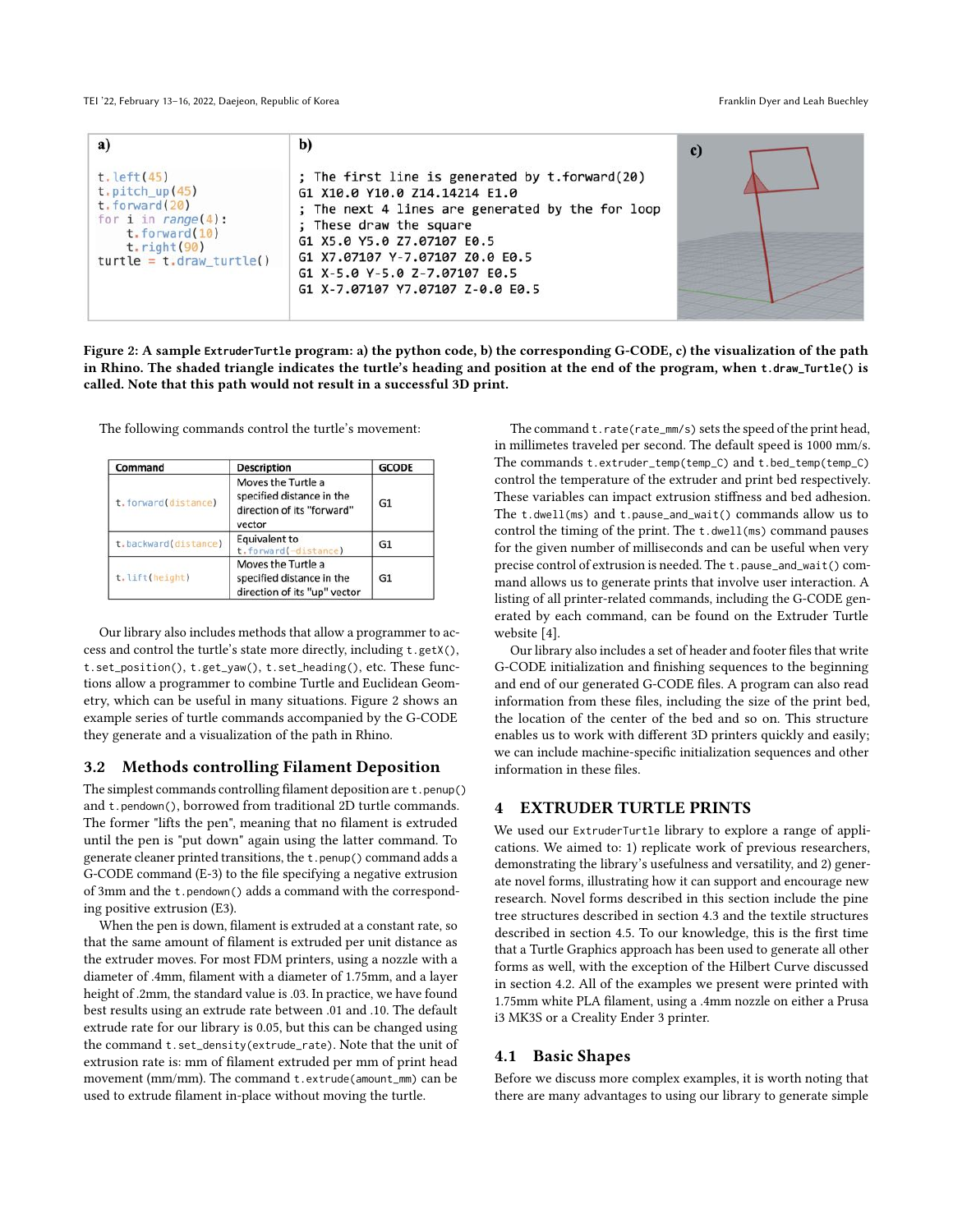a)

```
t.left(45)
t.pitch_up(45)
t.forward(20)
for i in range(4):
    t.forward(10)
    t.right(90)
turtle = t.draw_turtle()
```

b)

```
; The first line is generated by t.forward(20)
G1 X10.0 Y10.0 Z14.14214 E1.0
; The next 4 lines are generated by the for loop
; These draw the square
G1 X5.0 Y5.0 Z7.07107 E0.5
G1 X7.07107 Y-7.07107 Z0.0 E0.5
G1 X-5.0 Y-5.0 Z-7.07107 E0.5
G1 X-7.07107 Y7.07107 Z-0.0 E0.5
```

c)

**Figure 2: A sample ExtruderTurtle program: a) the python code, b) the corresponding G-CODE, c) the visualization of the path in Rhino. The shaded triangle indicates the turtle's heading and position at the end of the program, when t.draw_Turtle() is called. Note that this path would not result in a successful 3D print.**

The following commands control the turtle's movement:

| Command | Description | GCODE |
|---|---|---|
| t.forward(distance) | Moves the Turtle a specified distance in the direction of its "forward" vector | G1 |
| t.backward(distance) | Equivalent to t.forward(-distance) | G1 |
| t.lift(height) | Moves the Turtle a specified distance in the direction of its "up" vector | G1 |

Our library also includes methods that allow a programmer to access and control the turtle's state more directly, including t.getX(), t.set_position(), t.get_yaw(), t.set_heading(), etc. These functions allow a programmer to combine Turtle and Euclidean Geometry, which can be useful in many situations. Figure 2 shows an example series of turtle commands accompanied by the G-CODE they generate and a visualization of the path in Rhino.

### 3.2 Methods controlling Filament Deposition

The simplest commands controlling filament deposition are t.penup() and t.pendown(), borrowed from traditional 2D turtle commands. The former "lifts the pen", meaning that no filament is extruded until the pen is "put down" again using the latter command. To generate cleaner printed transitions, the t.penup() command adds a G-CODE command (E-3) to the file specifying a negative extrusion of 3mm and the t.pendown() adds a command with the corresponding positive extrusion (E3).

When the pen is down, filament is extruded at a constant rate, so that the same amount of filament is extruded per unit distance as the extruder moves. For most FDM printers, using a nozzle with a diameter of .4mm, filament with a diameter of 1.75mm, and a layer height of .2mm, the standard value is .03. In practice, we have found best results using an extrude rate between .01 and .10. The default extrude rate for our library is 0.05, but this can be changed using the command t.set_density(extrude_rate). Note that the unit of extrusion rate is: mm of filament extruded per mm of print head movement (mm/mm). The command t.extrude(amount_mm) can be used to extrude filament in-place without moving the turtle.

The command t.rate(rate_mm/s) sets the speed of the print head, in millimetes traveled per second. The default speed is 1000 mm/s. The commands t.extruder_temp(temp_C) and t.bed_temp(temp_C) control the temperature of the extruder and print bed respectively. These variables can impact extrusion stiffness and bed adhesion. The t.dwell(ms) and t.pause_and_wait() commands allow us to control the timing of the print. The t.dwell(ms) command pauses for the given number of milliseconds and can be useful when very precise control of extrusion is needed. The t.pause_and_wait() command allows us to generate prints that involve user interaction. A listing of all printer-related commands, including the G-CODE generated by each command, can be found on the Extruder Turtle website [4].

Our library also includes a set of header and footer files that write G-CODE initialization and finishing sequences to the beginning and end of our generated G-CODE files. A program can also read information from these files, including the size of the print bed, the location of the center of the bed and so on. This structure enables us to work with different 3D printers quickly and easily; we can include machine-specific initialization sequences and other information in these files.

## 4 EXTRUDER TURTLE PRINTS

We used our ExtruderTurtle library to explore a range of applications. We aimed to: 1) replicate work of previous researchers, demonstrating the library's usefulness and versatility, and 2) generate novel forms, illustrating how it can support and encourage new research. Novel forms described in this section include the pine tree structures described in section 4.3 and the textile structures described in section 4.5. To our knowledge, this is the first time that a Turtle Graphics approach has been used to generate all other forms as well, with the exception of the Hilbert Curve discussed in section 4.2. All of the examples we present were printed with 1.75mm white PLA filament, using a .4mm nozzle on either a Prusa i3 MK3S or a Creality Ender 3 printer.

### 4.1 Basic Shapes

Before we discuss more complex examples, it is worth noting that there are many advantages to using our library to generate simple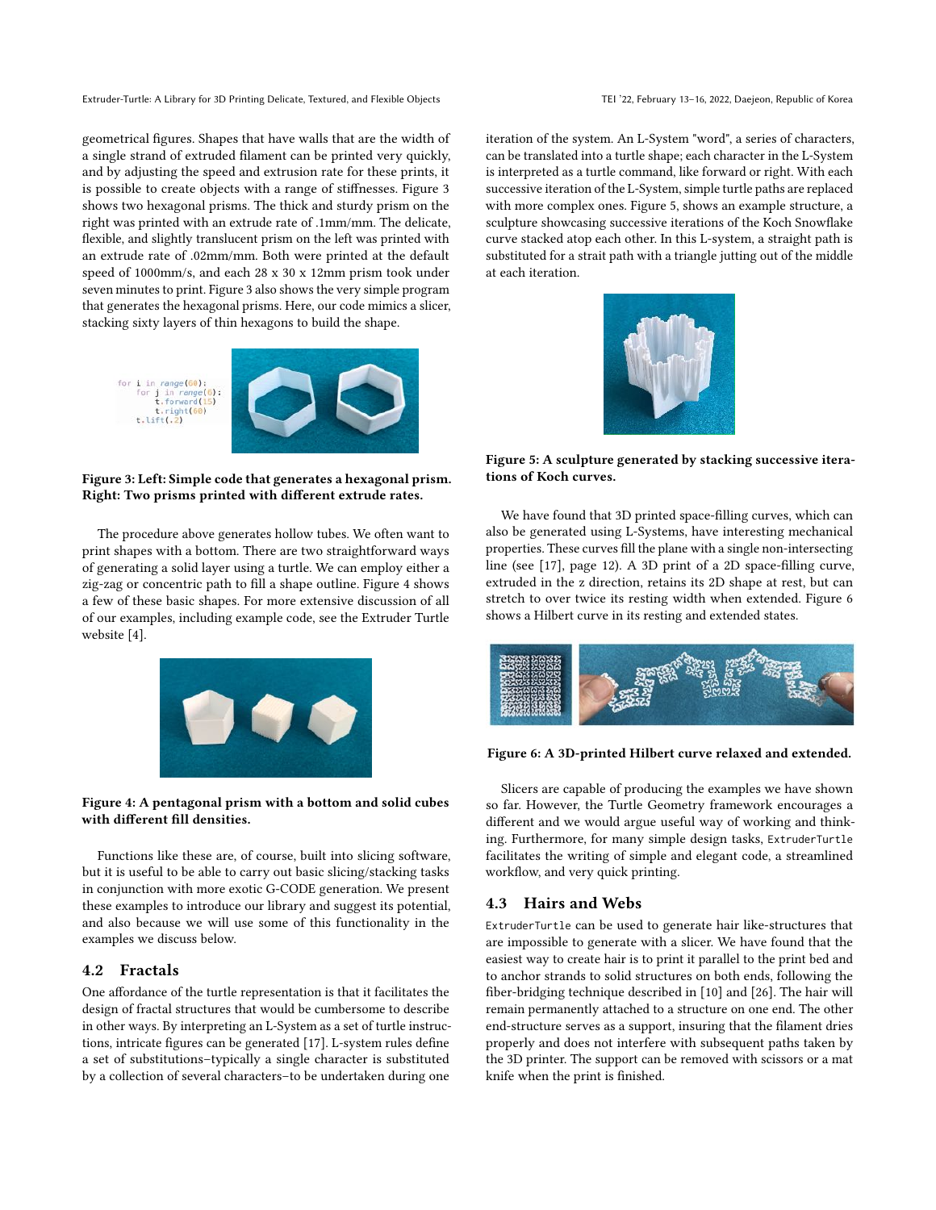geometrical figures. Shapes that have walls that are the width of a single strand of extruded filament can be printed very quickly, and by adjusting the speed and extrusion rate for these prints, it is possible to create objects with a range of stiffnesses. Figure 3 shows two hexagonal prisms. The thick and sturdy prism on the right was printed with an extrude rate of .1mm/mm. The delicate, flexible, and slightly translucent prism on the left was printed with an extrude rate of .02mm/mm. Both were printed at the default speed of 1000mm/s, and each 28 x 30 x 12mm prism took under seven minutes to print. Figure 3 also shows the very simple program that generates the hexagonal prisms. Here, our code mimics a slicer, stacking sixty layers of thin hexagons to build the shape.

```
for i in range(60):
    for j in range(6):
        t.forward(15)
        t.right(60)
    t.lift(.2)
```

**Figure 3: Left: Simple code that generates a hexagonal prism. Right: Two prisms printed with different extrude rates.**

The procedure above generates hollow tubes. We often want to print shapes with a bottom. There are two straightforward ways of generating a solid layer using a turtle. We can employ either a zig-zag or concentric path to fill a shape outline. Figure 4 shows a few of these basic shapes. For more extensive discussion of all of our examples, including example code, see the Extruder Turtle website [4].

**Figure 4: A pentagonal prism with a bottom and solid cubes with different fill densities.**

Functions like these are, of course, built into slicing software, but it is useful to be able to carry out basic slicing/stacking tasks in conjunction with more exotic G-CODE generation. We present these examples to introduce our library and suggest its potential, and also because we will use some of this functionality in the examples we discuss below.

## 4.2 Fractals

One affordance of the turtle representation is that it facilitates the design of fractal structures that would be cumbersome to describe in other ways. By interpreting an L-System as a set of turtle instructions, intricate figures can be generated [17]. L-system rules define a set of substitutions–typically a single character is substituted by a collection of several characters–to be undertaken during one iteration of the system. An L-System "word", a series of characters, can be translated into a turtle shape; each character in the L-System is interpreted as a turtle command, like forward or right. With each successive iteration of the L-System, simple turtle paths are replaced with more complex ones. Figure 5, shows an example structure, a sculpture showcasing successive iterations of the Koch Snowflake curve stacked atop each other. In this L-system, a straight path is substituted for a strait path with a triangle jutting out of the middle at each iteration.

**Figure 5: A sculpture generated by stacking successive iterations of Koch curves.**

We have found that 3D printed space-filling curves, which can also be generated using L-Systems, have interesting mechanical properties. These curves fill the plane with a single non-intersecting line (see [17], page 12). A 3D print of a 2D space-filling curve, extruded in the z direction, retains its 2D shape at rest, but can stretch to over twice its resting width when extended. Figure 6 shows a Hilbert curve in its resting and extended states.

**Figure 6: A 3D-printed Hilbert curve relaxed and extended.**

Slicers are capable of producing the examples we have shown so far. However, the Turtle Geometry framework encourages a different and we would argue useful way of working and thinking. Furthermore, for many simple design tasks, `ExtruderTurtle` facilitates the writing of simple and elegant code, a streamlined workflow, and very quick printing.

## 4.3 Hairs and Webs

`ExtruderTurtle` can be used to generate hair like-structures that are impossible to generate with a slicer. We have found that the easiest way to create hair is to print it parallel to the print bed and to anchor strands to solid structures on both ends, following the fiber-bridging technique described in [10] and [26]. The hair will remain permanently attached to a structure on one end. The other end-structure serves as a support, insuring that the filament dries properly and does not interfere with subsequent paths taken by the 3D printer. The support can be removed with scissors or a mat knife when the print is finished.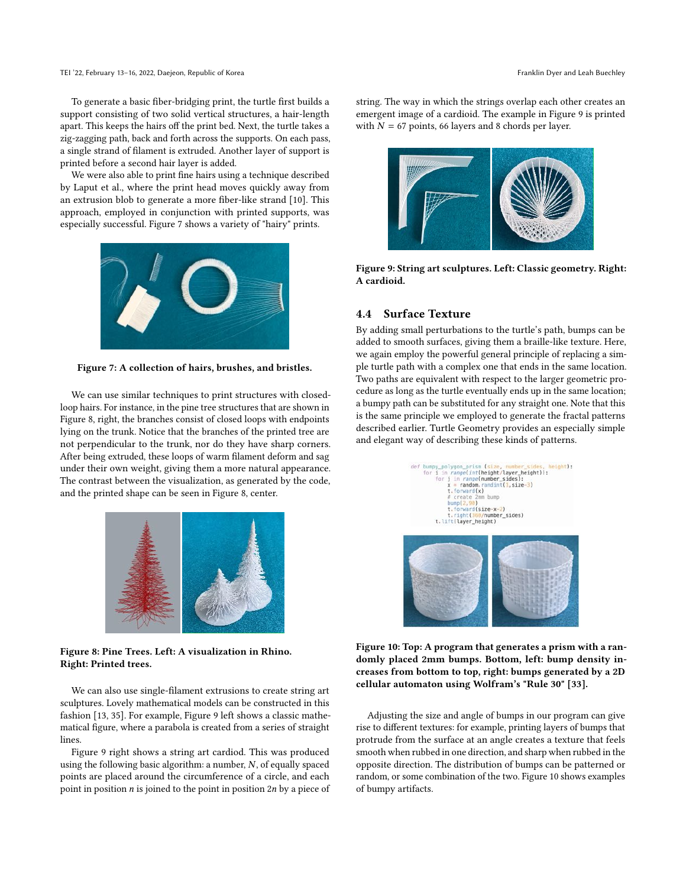To generate a basic fiber-bridging print, the turtle first builds a support consisting of two solid vertical structures, a hair-length apart. This keeps the hairs off the print bed. Next, the turtle takes a zig-zagging path, back and forth across the supports. On each pass, a single strand of filament is extruded. Another layer of support is printed before a second hair layer is added.

We were also able to print fine hairs using a technique described by Laput et al., where the print head moves quickly away from an extrusion blob to generate a more fiber-like strand [10]. This approach, employed in conjunction with printed supports, was especially successful. Figure 7 shows a variety of "hairy" prints.

**Figure 7: A collection of hairs, brushes, and bristles.**

We can use similar techniques to print structures with closed-loop hairs. For instance, in the pine tree structures that are shown in Figure 8, right, the branches consist of closed loops with endpoints lying on the trunk. Notice that the branches of the printed tree are not perpendicular to the trunk, nor do they have sharp corners. After being extruded, these loops of warm filament deform and sag under their own weight, giving them a more natural appearance. The contrast between the visualization, as generated by the code, and the printed shape can be seen in Figure 8, center.

**Figure 8: Pine Trees. Left: A visualization in Rhino. Right: Printed trees.**

We can also use single-filament extrusions to create string art sculptures. Lovely mathematical models can be constructed in this fashion [13, 35]. For example, Figure 9 left shows a classic mathematical figure, where a parabola is created from a series of straight lines.

Figure 9 right shows a string art cardiod. This was produced using the following basic algorithm: a number, $N$, of equally spaced points are placed around the circumference of a circle, and each point in position $n$ is joined to the point in position $2n$ by a piece of string. The way in which the strings overlap each other creates an emergent image of a cardioid. The example in Figure 9 is printed with $N = 67$ points, 66 layers and 8 chords per layer.

**Figure 9: String art sculptures. Left: Classic geometry. Right: A cardioid.**

### 4.4 Surface Texture

By adding small perturbations to the turtle's path, bumps can be added to smooth surfaces, giving them a braille-like texture. Here, we again employ the powerful general principle of replacing a simple turtle path with a complex one that ends in the same location. Two paths are equivalent with respect to the larger geometric procedure as long as the turtle eventually ends up in the same location; a bumpy path can be substituted for any straight one. Note that this is the same principle we employed to generate the fractal patterns described earlier. Turtle Geometry provides an especially simple and elegant way of describing these kinds of patterns.

```
def bumpy_polygon_prism (size, number_sides, height):
    for i in range(int(height/layer_height)):
        for j in range(number_sides):
            x = random.randint(1,size-3)
            t.forward(x)
            # create 2mm bump
            bump(2,90)
            t.forward(size-x-2)
            t.right(360/number_sides)
        t.lift(layer_height)
```

**Figure 10: Top: A program that generates a prism with a randomly placed 2mm bumps. Bottom, left: bump density increases from bottom to top, right: bumps generated by a 2D cellular automaton using Wolfram's "Rule 30" [33].**

Adjusting the size and angle of bumps in our program can give rise to different textures: for example, printing layers of bumps that protrude from the surface at an angle creates a texture that feels smooth when rubbed in one direction, and sharp when rubbed in the opposite direction. The distribution of bumps can be patterned or random, or some combination of the two. Figure 10 shows examples of bumpy artifacts.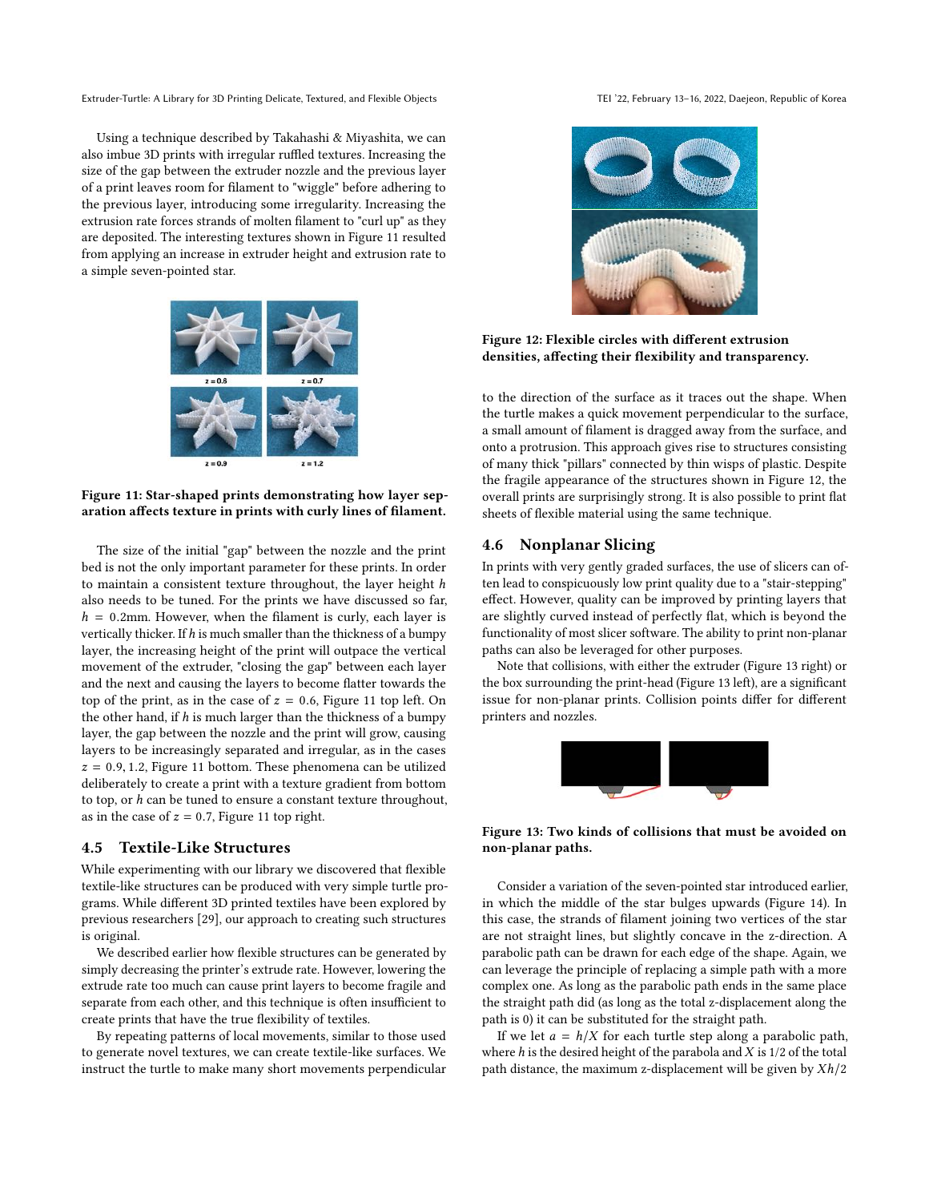Using a technique described by Takahashi & Miyashita, we can also imbue 3D prints with irregular ruffled textures. Increasing the size of the gap between the extruder nozzle and the previous layer of a print leaves room for filament to "wiggle" before adhering to the previous layer, introducing some irregularity. Increasing the extrusion rate forces strands of molten filament to "curl up" as they are deposited. The interesting textures shown in Figure 11 resulted from applying an increase in extruder height and extrusion rate to a simple seven-pointed star.

**Figure 11: Star-shaped prints demonstrating how layer separation affects texture in prints with curly lines of filament.**

The size of the initial "gap" between the nozzle and the print bed is not the only important parameter for these prints. In order to maintain a consistent texture throughout, the layer height $h$ also needs to be tuned. For the prints we have discussed so far, $h = 0.2$mm. However, when the filament is curly, each layer is vertically thicker. If $h$ is much smaller than the thickness of a bumpy layer, the increasing height of the print will outpace the vertical movement of the extruder, "closing the gap" between each layer and the next and causing the layers to become flatter towards the top of the print, as in the case of $z = 0.6$, Figure 11 top left. On the other hand, if $h$ is much larger than the thickness of a bumpy layer, the gap between the nozzle and the print will grow, causing layers to be increasingly separated and irregular, as in the cases $z = 0.9, 1.2$, Figure 11 bottom. These phenomena can be utilized deliberately to create a print with a texture gradient from bottom to top, or $h$ can be tuned to ensure a constant texture throughout, as in the case of $z = 0.7$, Figure 11 top right.

## 4.5 Textile-Like Structures

While experimenting with our library we discovered that flexible textile-like structures can be produced with very simple turtle programs. While different 3D printed textiles have been explored by previous researchers [29], our approach to creating such structures is original.

We described earlier how flexible structures can be generated by simply decreasing the printer's extrude rate. However, lowering the extrude rate too much can cause print layers to become fragile and separate from each other, and this technique is often insufficient to create prints that have the true flexibility of textiles.

By repeating patterns of local movements, similar to those used to generate novel textures, we can create textile-like surfaces. We instruct the turtle to make many short movements perpendicular to the direction of the surface as it traces out the shape. When the turtle makes a quick movement perpendicular to the surface, a small amount of filament is dragged away from the surface, and onto a protrusion. This approach gives rise to structures consisting of many thick "pillars" connected by thin wisps of plastic. Despite the fragile appearance of the structures shown in Figure 12, the overall prints are surprisingly strong. It is also possible to print flat sheets of flexible material using the same technique.

**Figure 12: Flexible circles with different extrusion densities, affecting their flexibility and transparency.**

## 4.6 Nonplanar Slicing

In prints with very gently graded surfaces, the use of slicers can often lead to conspicuously low print quality due to a "stair-stepping" effect. However, quality can be improved by printing layers that are slightly curved instead of perfectly flat, which is beyond the functionality of most slicer software. The ability to print non-planar paths can also be leveraged for other purposes.

Note that collisions, with either the extruder (Figure 13 right) or the box surrounding the print-head (Figure 13 left), are a significant issue for non-planar prints. Collision points differ for different printers and nozzles.

**Figure 13: Two kinds of collisions that must be avoided on non-planar paths.**

Consider a variation of the seven-pointed star introduced earlier, in which the middle of the star bulges upwards (Figure 14). In this case, the strands of filament joining two vertices of the star are not straight lines, but slightly concave in the z-direction. A parabolic path can be drawn for each edge of the shape. Again, we can leverage the principle of replacing a simple path with a more complex one. As long as the parabolic path ends in the same place the straight path did (as long as the total z-displacement along the path is 0) it can be substituted for the straight path.

If we let $a = h/X$ for each turtle step along a parabolic path, where $h$ is the desired height of the parabola and $X$ is 1/2 of the total path distance, the maximum z-displacement will be given by $Xh/2$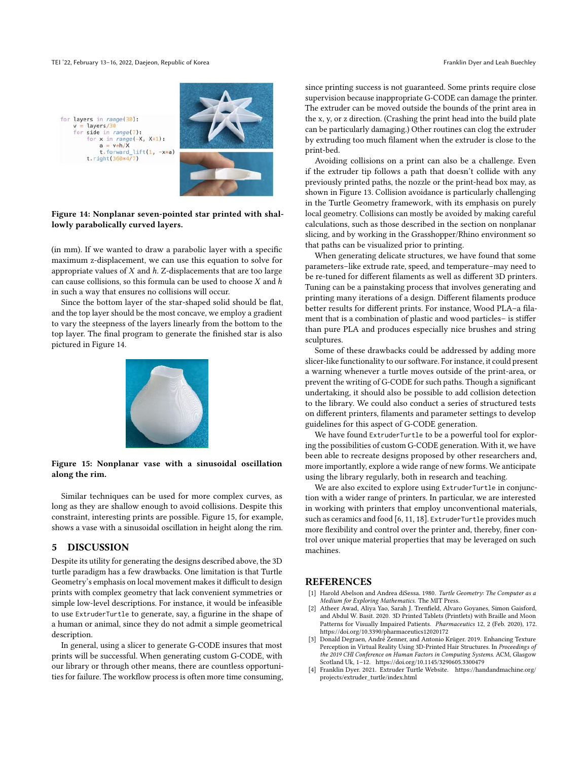```
for layers in range(30):
    v = layers/30
    for side in range(7):
        for x in range(-X, X+1):
            a = v*h/X
            t.forward_lift(1, -x*a)
        t.right(360*4/7)
```

**Figure 14: Nonplanar seven-pointed star printed with shallowly parabolically curved layers.**

(in mm). If we wanted to draw a parabolic layer with a specific maximum z-displacement, we can use this equation to solve for appropriate values of $X$ and $h$. Z-displacements that are too large can cause collisions, so this formula can be used to choose $X$ and $h$ in such a way that ensures no collisions will occur.

Since the bottom layer of the star-shaped solid should be flat, and the top layer should be the most concave, we employ a gradient to vary the steepness of the layers linearly from the bottom to the top layer. The final program to generate the finished star is also pictured in Figure 14.

**Figure 15: Nonplanar vase with a sinusoidal oscillation along the rim.**

Similar techniques can be used for more complex curves, as long as they are shallow enough to avoid collisions. Despite this constraint, interesting prints are possible. Figure 15, for example, shows a vase with a sinusoidal oscillation in height along the rim.

## 5 DISCUSSION

Despite its utility for generating the designs described above, the 3D turtle paradigm has a few drawbacks. One limitation is that Turtle Geometry's emphasis on local movement makes it difficult to design prints with complex geometry that lack convenient symmetries or simple low-level descriptions. For instance, it would be infeasible to use `ExtruderTurtle` to generate, say, a figurine in the shape of a human or animal, since they do not admit a simple geometrical description.

In general, using a slicer to generate G-CODE insures that most prints will be successful. When generating custom G-CODE, with our library or through other means, there are countless opportunities for failure. The workflow process is often more time consuming, since printing success is not guaranteed. Some prints require close supervision because inappropriate G-CODE can damage the printer. The extruder can be moved outside the bounds of the print area in the x, y, or z direction. (Crashing the print head into the build plate can be particularly damaging.) Other routines can clog the extruder by extruding too much filament when the extruder is close to the print-bed.

Avoiding collisions on a print can also be a challenge. Even if the extruder tip follows a path that doesn't collide with any previously printed paths, the nozzle or the print-head box may, as shown in Figure 13. Collision avoidance is particularly challenging in the Turtle Geometry framework, with its emphasis on purely local geometry. Collisions can mostly be avoided by making careful calculations, such as those described in the section on nonplanar slicing, and by working in the Grasshopper/Rhino environment so that paths can be visualized prior to printing.

When generating delicate structures, we have found that some parameters–like extrude rate, speed, and temperature–may need to be re-tuned for different filaments as well as different 3D printers. Tuning can be a painstaking process that involves generating and printing many iterations of a design. Different filaments produce better results for different prints. For instance, Wood PLA–a filament that is a combination of plastic and wood particles– is stiffer than pure PLA and produces especially nice brushes and string sculptures.

Some of these drawbacks could be addressed by adding more slicer-like functionality to our software. For instance, it could present a warning whenever a turtle moves outside of the print-area, or prevent the writing of G-CODE for such paths. Though a significant undertaking, it should also be possible to add collision detection to the library. We could also conduct a series of structured tests on different printers, filaments and parameter settings to develop guidelines for this aspect of G-CODE generation.

We have found `ExtruderTurtle` to be a powerful tool for exploring the possibilities of custom G-CODE generation. With it, we have been able to recreate designs proposed by other researchers and, more importantly, explore a wide range of new forms. We anticipate using the library regularly, both in research and teaching.

We are also excited to explore using `ExtruderTurtle` in conjunction with a wider range of printers. In particular, we are interested in working with printers that employ unconventional materials, such as ceramics and food [6, 11, 18]. `ExtruderTurtle` provides much more flexibility and control over the printer and, thereby, finer control over unique material properties that may be leveraged on such machines.

## REFERENCES

[1] Harold Abelson and Andrea diSessa. 1980. *Turtle Geometry: The Computer as a Medium for Exploring Mathematics.* The MIT Press.

[2] Atheer Awad, Aliya Yao, Sarah J. Trenfield, Alvaro Goyanes, Simon Gaisford, and Abdul W. Basit. 2020. 3D Printed Tablets (Printlets) with Braille and Moon Patterns for Visually Impaired Patients. *Pharmaceutics* 12, 2 (Feb. 2020), 172. https://doi.org/10.3390/pharmaceutics12020172

[3] Donald Degraen, André Zenner, and Antonio Krüger. 2019. Enhancing Texture Perception in Virtual Reality Using 3D-Printed Hair Structures. In *Proceedings of the 2019 CHI Conference on Human Factors in Computing Systems.* ACM, Glasgow Scotland Uk, 1–12. https://doi.org/10.1145/3290605.3300479

[4] Franklin Dyer. 2021. Extruder Turtle Website. https://handandmachine.org/projects/extruder_turtle/index.html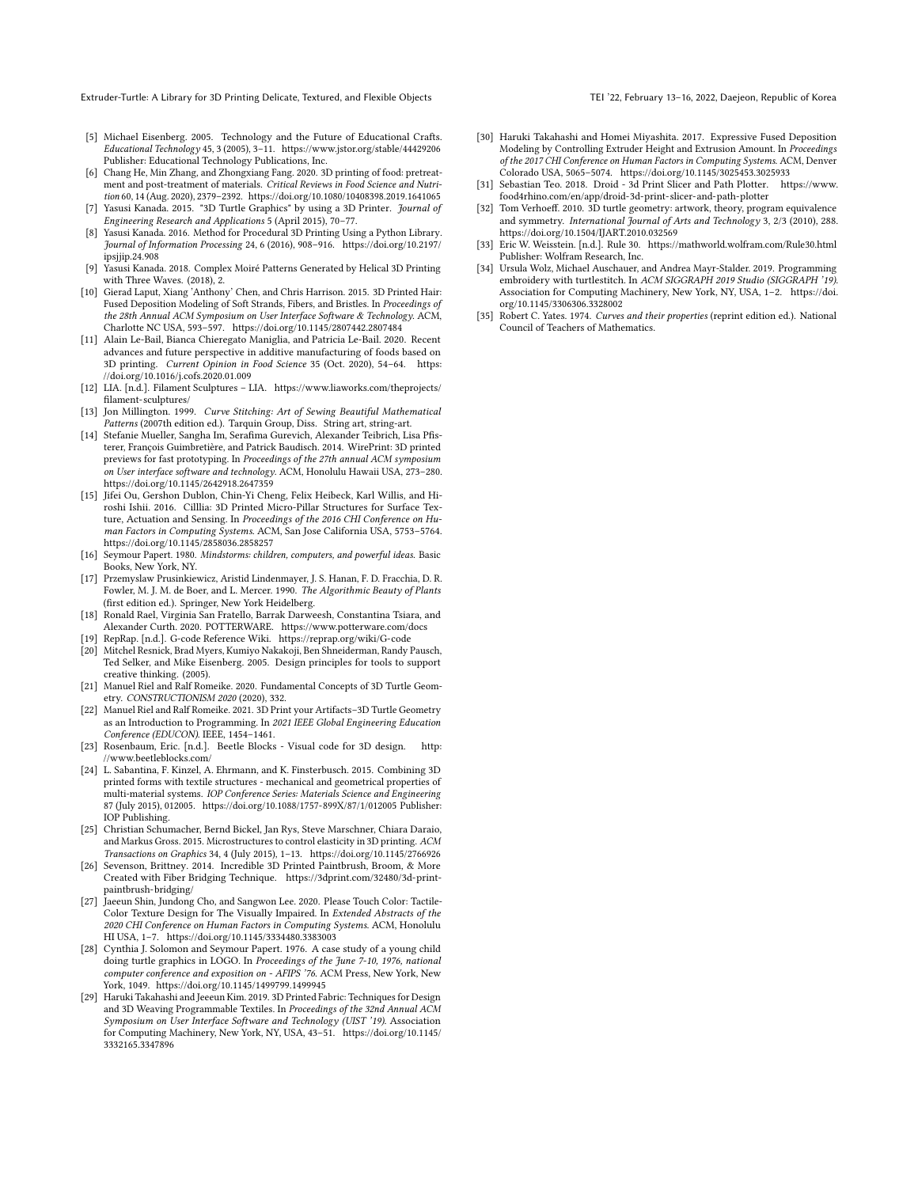[5] Michael Eisenberg. 2005. Technology and the Future of Educational Crafts. *Educational Technology* 45, 3 (2005), 3–11. https://www.jstor.org/stable/44429206 Publisher: Educational Technology Publications, Inc.

[6] Chang He, Min Zhang, and Zhongxiang Fang. 2020. 3D printing of food: pretreatment and post-treatment of materials. *Critical Reviews in Food Science and Nutrition* 60, 14 (Aug. 2020), 2379–2392. https://doi.org/10.1080/10408398.2019.1641065

[7] Yasusi Kanada. 2015. "3D Turtle Graphics" by using a 3D Printer. *Journal of Engineering Research and Applications* 5 (April 2015), 70–77.

[8] Yasusi Kanada. 2016. Method for Procedural 3D Printing Using a Python Library. *Journal of Information Processing* 24, 6 (2016), 908–916. https://doi.org/10.2197/ipsjjip.24.908

[9] Yasusi Kanada. 2018. Complex Moiré Patterns Generated by Helical 3D Printing with Three Waves. (2018), 2.

[10] Gierad Laput, Xiang 'Anthony' Chen, and Chris Harrison. 2015. 3D Printed Hair: Fused Deposition Modeling of Soft Strands, Fibers, and Bristles. In *Proceedings of the 28th Annual ACM Symposium on User Interface Software & Technology*. ACM, Charlotte NC USA, 593–597. https://doi.org/10.1145/2807442.2807484

[11] Alain Le-Bail, Bianca Chieregato Maniglia, and Patricia Le-Bail. 2020. Recent advances and future perspective in additive manufacturing of foods based on 3D printing. *Current Opinion in Food Science* 35 (Oct. 2020), 54–64. https://doi.org/10.1016/j.cofs.2020.01.009

[12] LIA. [n.d.]. Filament Sculptures – LIA. https://www.liaworks.com/theprojects/filament-sculptures/

[13] Jon Millington. 1999. *Curve Stitching: Art of Sewing Beautiful Mathematical Patterns* (2007th edition ed.). Tarquin Group, Diss. String art, string-art.

[14] Stefanie Mueller, Sangha Im, Serafima Gurevich, Alexander Teibrich, Lisa Pfisterer, François Guimbretière, and Patrick Baudisch. 2014. WirePrint: 3D printed previews for fast prototyping. In *Proceedings of the 27th annual ACM symposium on User interface software and technology*. ACM, Honolulu Hawaii USA, 273–280. https://doi.org/10.1145/2642918.2647359

[15] Jifei Ou, Gershon Dublon, Chin-Yi Cheng, Felix Heibeck, Karl Willis, and Hiroshi Ishii. 2016. Cilllia: 3D Printed Micro-Pillar Structures for Surface Texture, Actuation and Sensing. In *Proceedings of the 2016 CHI Conference on Human Factors in Computing Systems*. ACM, San Jose California USA, 5753–5764. https://doi.org/10.1145/2858036.2858257

[16] Seymour Papert. 1980. *Mindstorms: children, computers, and powerful ideas*. Basic Books, New York, NY.

[17] Przemyslaw Prusinkiewicz, Aristid Lindenmayer, J. S. Hanan, F. D. Fracchia, D. R. Fowler, M. J. M. de Boer, and L. Mercer. 1990. *The Algorithmic Beauty of Plants* (first edition ed.). Springer, New York Heidelberg.

[18] Ronald Rael, Virginia San Fratello, Barrak Darweesh, Constantina Tsiara, and Alexander Curth. 2020. POTTERWARE. https://www.potterware.com/docs

[19] RepRap. [n.d.]. G-code Reference Wiki. https://reprap.org/wiki/G-code

[20] Mitchel Resnick, Brad Myers, Kumiyo Nakakoji, Ben Shneiderman, Randy Pausch, Ted Selker, and Mike Eisenberg. 2005. Design principles for tools to support creative thinking. (2005).

[21] Manuel Riel and Ralf Romeike. 2020. Fundamental Concepts of 3D Turtle Geometry. *CONSTRUCTIONISM 2020* (2020), 332.

[22] Manuel Riel and Ralf Romeike. 2021. 3D Print your Artifacts–3D Turtle Geometry as an Introduction to Programming. In *2021 IEEE Global Engineering Education Conference (EDUCON)*. IEEE, 1454–1461.

[23] Rosenbaum, Eric. [n.d.]. Beetle Blocks - Visual code for 3D design. http://www.beetleblocks.com/

[24] L. Sabantina, F. Kinzel, A. Ehrmann, and K. Finsterbusch. 2015. Combining 3D printed forms with textile structures - mechanical and geometrical properties of multi-material systems. *IOP Conference Series: Materials Science and Engineering* 87 (July 2015), 012005. https://doi.org/10.1088/1757-899X/87/1/012005 Publisher: IOP Publishing.

[25] Christian Schumacher, Bernd Bickel, Jan Rys, Steve Marschner, Chiara Daraio, and Markus Gross. 2015. Microstructures to control elasticity in 3D printing. *ACM Transactions on Graphics* 34, 4 (July 2015), 1–13. https://doi.org/10.1145/2766926

[26] Sevenson, Brittney. 2014. Incredible 3D Printed Paintbrush, Broom, & More Created with Fiber Bridging Technique. https://3dprint.com/32480/3d-print-paintbrush-bridging/

[27] Jaeeun Shin, Jundong Cho, and Sangwon Lee. 2020. Please Touch Color: Tactile-Color Texture Design for The Visually Impaired. In *Extended Abstracts of the 2020 CHI Conference on Human Factors in Computing Systems*. ACM, Honolulu HI USA, 1–7. https://doi.org/10.1145/3334480.3383003

[28] Cynthia J. Solomon and Seymour Papert. 1976. A case study of a young child doing turtle graphics in LOGO. In *Proceedings of the June 7-10, 1976, national computer conference and exposition on - AFIPS '76*. ACM Press, New York, New York, 1049. https://doi.org/10.1145/1499799.1499945

[29] Haruki Takahashi and Jeeeun Kim. 2019. 3D Printed Fabric: Techniques for Design and 3D Weaving Programmable Textiles. In *Proceedings of the 32nd Annual ACM Symposium on User Interface Software and Technology (UIST '19)*. Association for Computing Machinery, New York, NY, USA, 43–51. https://doi.org/10.1145/3332165.3347896

[30] Haruki Takahashi and Homei Miyashita. 2017. Expressive Fused Deposition Modeling by Controlling Extruder Height and Extrusion Amount. In *Proceedings of the 2017 CHI Conference on Human Factors in Computing Systems*. ACM, Denver Colorado USA, 5065–5074. https://doi.org/10.1145/3025453.3025933

[31] Sebastian Teo. 2018. Droid - 3d Print Slicer and Path Plotter. https://www.food4rhino.com/en/app/droid-3d-print-slicer-and-path-plotter

[32] Tom Verhoeff. 2010. 3D turtle geometry: artwork, theory, program equivalence and symmetry. *International Journal of Arts and Technology* 3, 2/3 (2010), 288. https://doi.org/10.1504/IJART.2010.032569

[33] Eric W. Weisstein. [n.d.]. Rule 30. https://mathworld.wolfram.com/Rule30.html Publisher: Wolfram Research, Inc.

[34] Ursula Wolz, Michael Auschauer, and Andrea Mayr-Stalder. 2019. Programming embroidery with turtlestitch. In *ACM SIGGRAPH 2019 Studio (SIGGRAPH '19)*. Association for Computing Machinery, New York, NY, USA, 1–2. https://doi.org/10.1145/3306306.3328002

[35] Robert C. Yates. 1974. *Curves and their properties* (reprint edition ed.). National Council of Teachers of Mathematics.